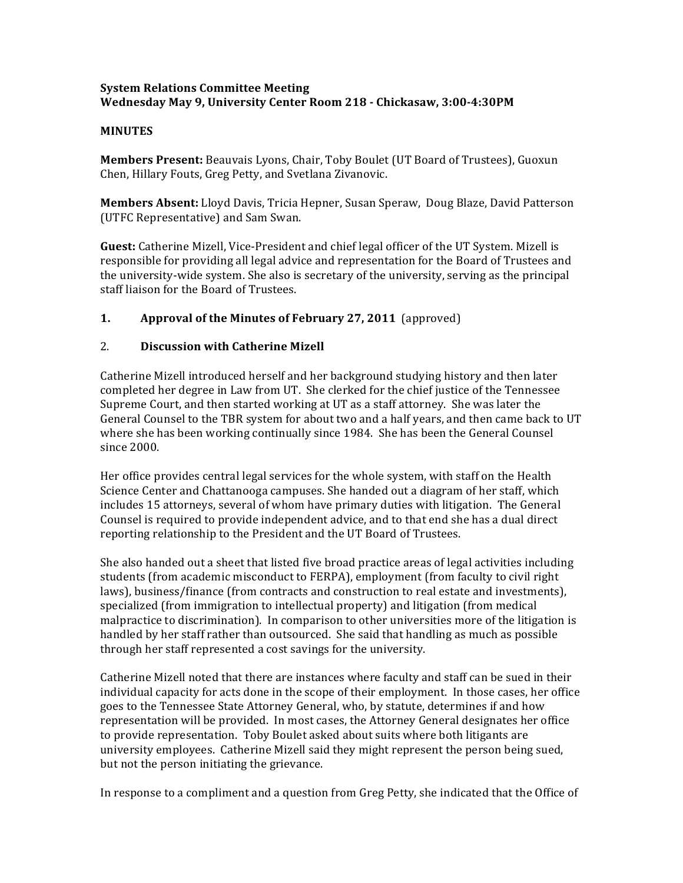**System Relations Committee Meeting**
**Wednesday May 9, University Center Room 218 - Chickasaw, 3:00-4:30PM**

**MINUTES**

**Members Present:** Beauvais Lyons, Chair, Toby Boulet (UT Board of Trustees), Guoxun Chen, Hillary Fouts, Greg Petty, and Svetlana Zivanovic.

**Members Absent:** Lloyd Davis, Tricia Hepner, Susan Speraw, Doug Blaze, David Patterson (UTFC Representative) and Sam Swan.

**Guest:** Catherine Mizell, Vice-President and chief legal officer of the UT System. Mizell is responsible for providing all legal advice and representation for the Board of Trustees and the university-wide system. She also is secretary of the university, serving as the principal staff liaison for the Board of Trustees.

1. **Approval of the Minutes of February 27, 2011** (approved)

2. **Discussion with Catherine Mizell**

Catherine Mizell introduced herself and her background studying history and then later completed her degree in Law from UT. She clerked for the chief justice of the Tennessee Supreme Court, and then started working at UT as a staff attorney. She was later the General Counsel to the TBR system for about two and a half years, and then came back to UT where she has been working continually since 1984. She has been the General Counsel since 2000.

Her office provides central legal services for the whole system, with staff on the Health Science Center and Chattanooga campuses. She handed out a diagram of her staff, which includes 15 attorneys, several of whom have primary duties with litigation. The General Counsel is required to provide independent advice, and to that end she has a dual direct reporting relationship to the President and the UT Board of Trustees.

She also handed out a sheet that listed five broad practice areas of legal activities including students (from academic misconduct to FERPA), employment (from faculty to civil right laws), business/finance (from contracts and construction to real estate and investments), specialized (from immigration to intellectual property) and litigation (from medical malpractice to discrimination). In comparison to other universities more of the litigation is handled by her staff rather than outsourced. She said that handling as much as possible through her staff represented a cost savings for the university.

Catherine Mizell noted that there are instances where faculty and staff can be sued in their individual capacity for acts done in the scope of their employment. In those cases, her office goes to the Tennessee State Attorney General, who, by statute, determines if and how representation will be provided. In most cases, the Attorney General designates her office to provide representation. Toby Boulet asked about suits where both litigants are university employees. Catherine Mizell said they might represent the person being sued, but not the person initiating the grievance.

In response to a compliment and a question from Greg Petty, she indicated that the Office of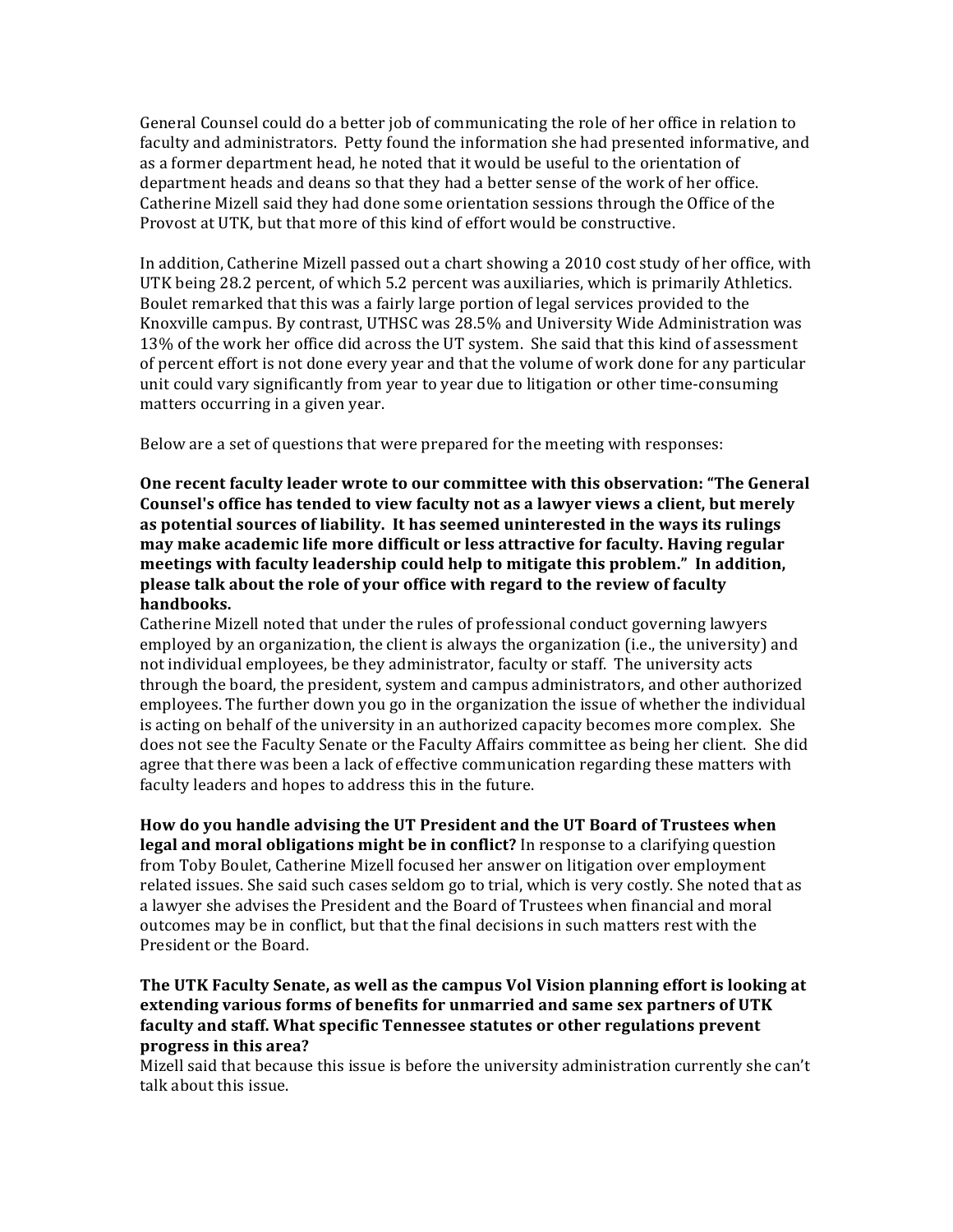General Counsel could do a better job of communicating the role of her office in relation to faculty and administrators. Petty found the information she had presented informative, and as a former department head, he noted that it would be useful to the orientation of department heads and deans so that they had a better sense of the work of her office. Catherine Mizell said they had done some orientation sessions through the Office of the Provost at UTK, but that more of this kind of effort would be constructive.

In addition, Catherine Mizell passed out a chart showing a 2010 cost study of her office, with UTK being 28.2 percent, of which 5.2 percent was auxiliaries, which is primarily Athletics. Boulet remarked that this was a fairly large portion of legal services provided to the Knoxville campus. By contrast, UTHSC was 28.5% and University Wide Administration was 13% of the work her office did across the UT system. She said that this kind of assessment of percent effort is not done every year and that the volume of work done for any particular unit could vary significantly from year to year due to litigation or other time-consuming matters occurring in a given year.

Below are a set of questions that were prepared for the meeting with responses:

**One recent faculty leader wrote to our committee with this observation: "The General Counsel's office has tended to view faculty not as a lawyer views a client, but merely as potential sources of liability. It has seemed uninterested in the ways its rulings may make academic life more difficult or less attractive for faculty. Having regular meetings with faculty leadership could help to mitigate this problem." In addition, please talk about the role of your office with regard to the review of faculty handbooks.**

Catherine Mizell noted that under the rules of professional conduct governing lawyers employed by an organization, the client is always the organization (i.e., the university) and not individual employees, be they administrator, faculty or staff. The university acts through the board, the president, system and campus administrators, and other authorized employees. The further down you go in the organization the issue of whether the individual is acting on behalf of the university in an authorized capacity becomes more complex. She does not see the Faculty Senate or the Faculty Affairs committee as being her client. She did agree that there was been a lack of effective communication regarding these matters with faculty leaders and hopes to address this in the future.

**How do you handle advising the UT President and the UT Board of Trustees when legal and moral obligations might be in conflict?** In response to a clarifying question from Toby Boulet, Catherine Mizell focused her answer on litigation over employment related issues. She said such cases seldom go to trial, which is very costly. She noted that as a lawyer she advises the President and the Board of Trustees when financial and moral outcomes may be in conflict, but that the final decisions in such matters rest with the President or the Board.

**The UTK Faculty Senate, as well as the campus Vol Vision planning effort is looking at extending various forms of benefits for unmarried and same sex partners of UTK faculty and staff. What specific Tennessee statutes or other regulations prevent progress in this area?**

Mizell said that because this issue is before the university administration currently she can't talk about this issue.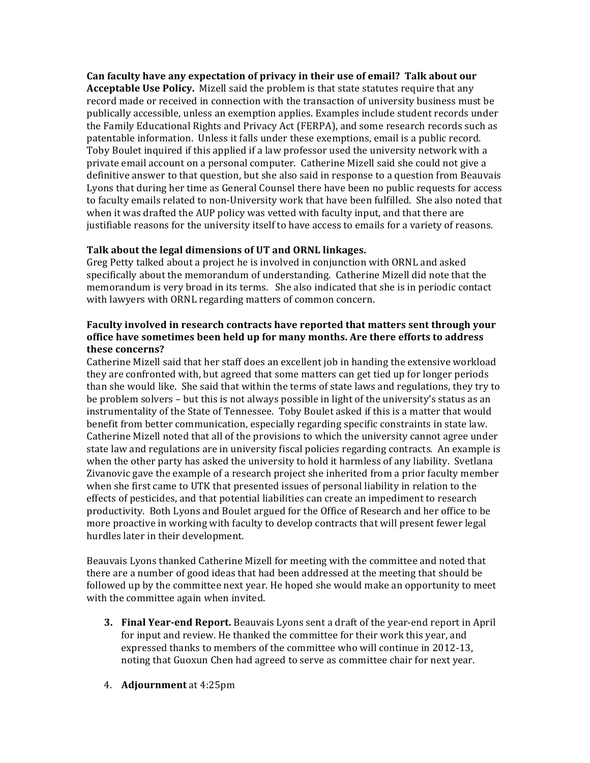**Can faculty have any expectation of privacy in their use of email? Talk about our Acceptable Use Policy.** Mizell said the problem is that state statutes require that any record made or received in connection with the transaction of university business must be publically accessible, unless an exemption applies. Examples include student records under the Family Educational Rights and Privacy Act (FERPA), and some research records such as patentable information. Unless it falls under these exemptions, email is a public record. Toby Boulet inquired if this applied if a law professor used the university network with a private email account on a personal computer. Catherine Mizell said she could not give a definitive answer to that question, but she also said in response to a question from Beauvais Lyons that during her time as General Counsel there have been no public requests for access to faculty emails related to non-University work that have been fulfilled. She also noted that when it was drafted the AUP policy was vetted with faculty input, and that there are justifiable reasons for the university itself to have access to emails for a variety of reasons.

**Talk about the legal dimensions of UT and ORNL linkages.**

Greg Petty talked about a project he is involved in conjunction with ORNL and asked specifically about the memorandum of understanding. Catherine Mizell did note that the memorandum is very broad in its terms. She also indicated that she is in periodic contact with lawyers with ORNL regarding matters of common concern.

**Faculty involved in research contracts have reported that matters sent through your office have sometimes been held up for many months. Are there efforts to address these concerns?**

Catherine Mizell said that her staff does an excellent job in handing the extensive workload they are confronted with, but agreed that some matters can get tied up for longer periods than she would like. She said that within the terms of state laws and regulations, they try to be problem solvers – but this is not always possible in light of the university's status as an instrumentality of the State of Tennessee. Toby Boulet asked if this is a matter that would benefit from better communication, especially regarding specific constraints in state law. Catherine Mizell noted that all of the provisions to which the university cannot agree under state law and regulations are in university fiscal policies regarding contracts. An example is when the other party has asked the university to hold it harmless of any liability. Svetlana Zivanovic gave the example of a research project she inherited from a prior faculty member when she first came to UTK that presented issues of personal liability in relation to the effects of pesticides, and that potential liabilities can create an impediment to research productivity. Both Lyons and Boulet argued for the Office of Research and her office to be more proactive in working with faculty to develop contracts that will present fewer legal hurdles later in their development.

Beauvais Lyons thanked Catherine Mizell for meeting with the committee and noted that there are a number of good ideas that had been addressed at the meeting that should be followed up by the committee next year. He hoped she would make an opportunity to meet with the committee again when invited.

3. **Final Year-end Report.** Beauvais Lyons sent a draft of the year-end report in April for input and review. He thanked the committee for their work this year, and expressed thanks to members of the committee who will continue in 2012-13, noting that Guoxun Chen had agreed to serve as committee chair for next year.

4. **Adjournment** at 4:25pm